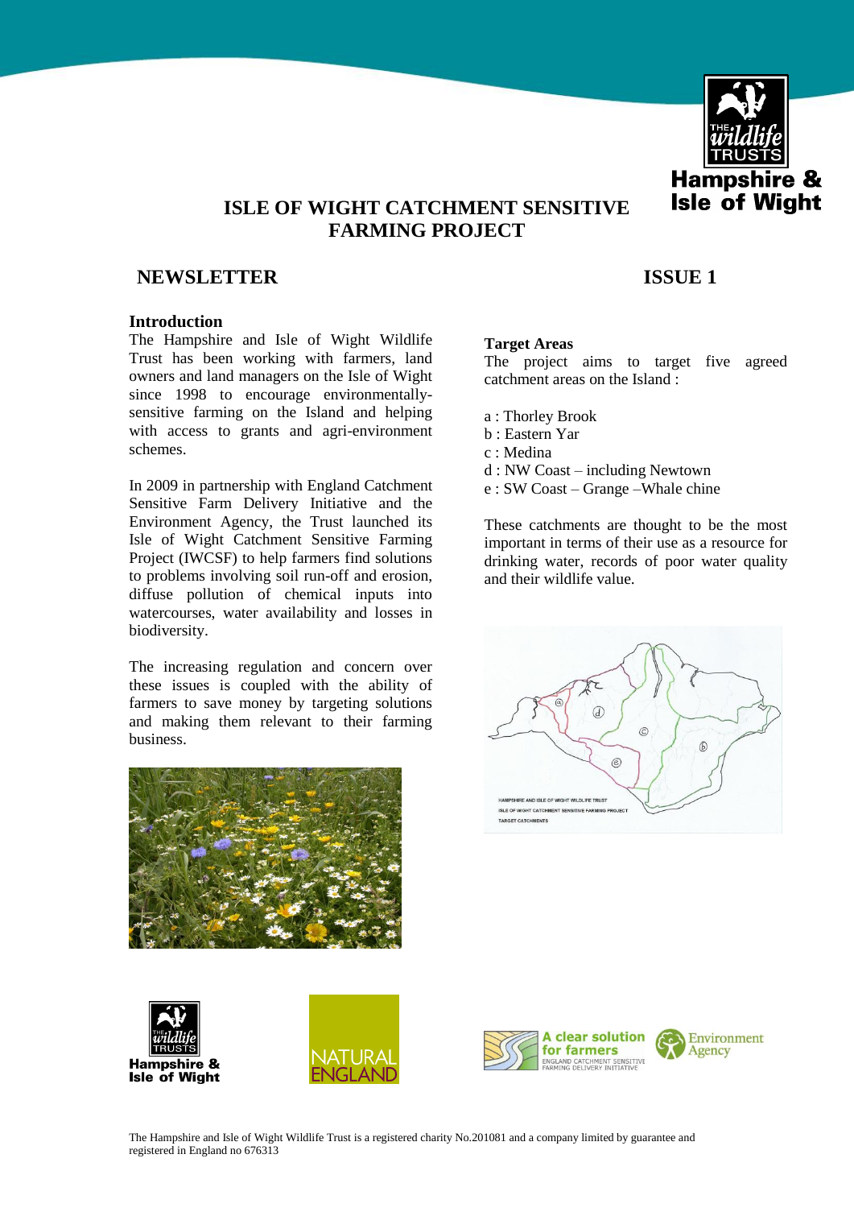# ISLE OF WIGHT CATCHMENT SENSITIVE FARMING PROJECT

## NEWSLETTER

## ISSUE 1

### Introduction

The Hampshire and Isle of Wight Wildlife Trust has been working with farmers, land owners and land managers on the Isle of Wight since 1998 to encourage environmentally-sensitive farming on the Island and helping with access to grants and agri-environment schemes.

In 2009 in partnership with England Catchment Sensitive Farm Delivery Initiative and the Environment Agency, the Trust launched its Isle of Wight Catchment Sensitive Farming Project (IWCSF) to help farmers find solutions to problems involving soil run-off and erosion, diffuse pollution of chemical inputs into watercourses, water availability and losses in biodiversity.

The increasing regulation and concern over these issues is coupled with the ability of farmers to save money by targeting solutions and making them relevant to their farming business.

### Target Areas

The project aims to target five agreed catchment areas on the Island :

a : Thorley Brook
b : Eastern Yar
c : Medina
d : NW Coast – including Newtown
e : SW Coast – Grange –Whale chine

These catchments are thought to be the most important in terms of their use as a resource for drinking water, records of poor water quality and their wildlife value.

HAMPSHIRE AND ISLE OF WIGHT WILDLIFE TRUST
ISLE OF WIGHT CATCHMENT SENSITIVE FARMING PROJECT
TARGET CATCHMENTS

The Hampshire and Isle of Wight Wildlife Trust is a registered charity No.201081 and a company limited by guarantee and registered in England no 676313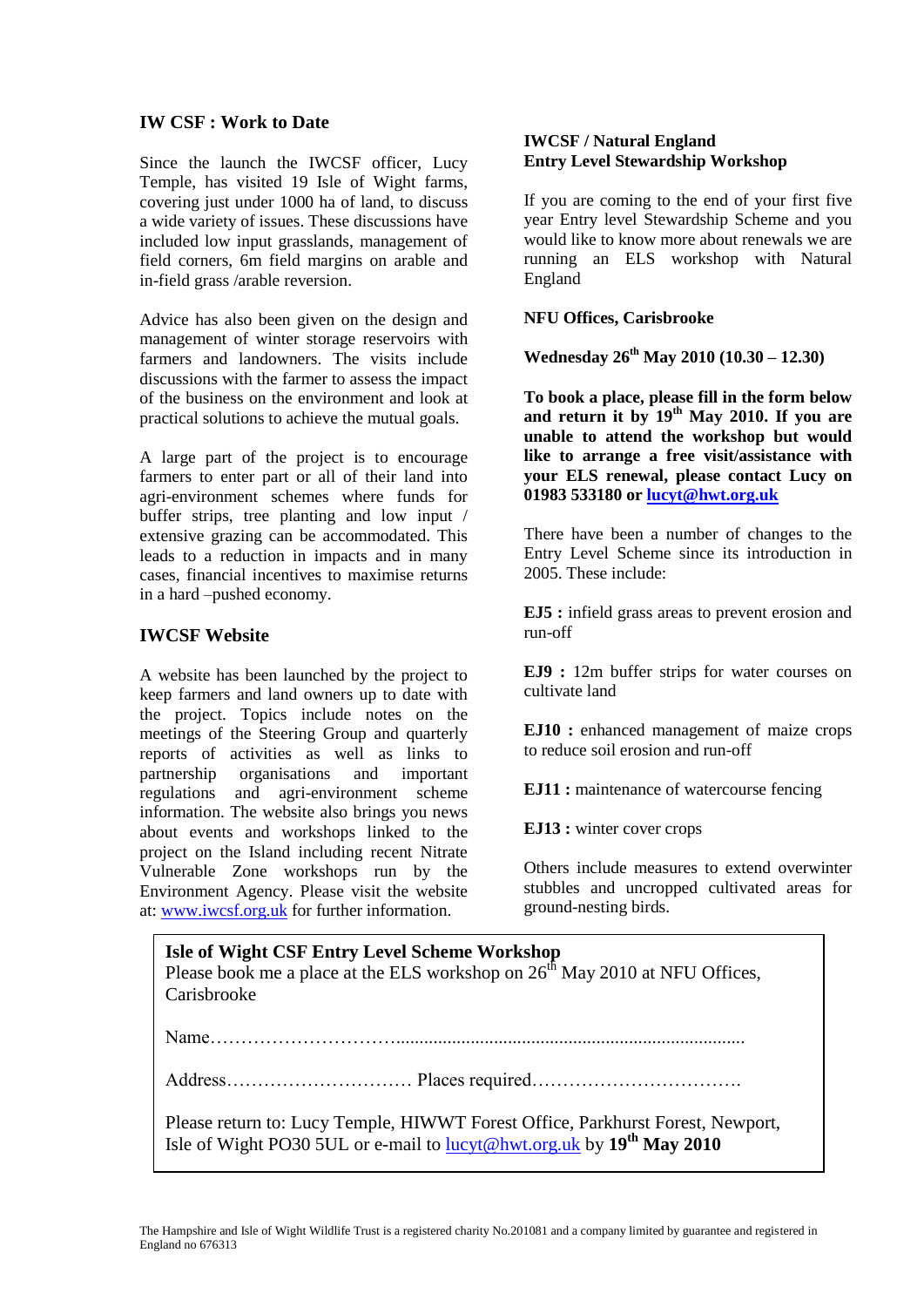## IW CSF : Work to Date

Since the launch the IWCSF officer, Lucy Temple, has visited 19 Isle of Wight farms, covering just under 1000 ha of land, to discuss a wide variety of issues. These discussions have included low input grasslands, management of field corners, 6m field margins on arable and in-field grass /arable reversion.

Advice has also been given on the design and management of winter storage reservoirs with farmers and landowners. The visits include discussions with the farmer to assess the impact of the business on the environment and look at practical solutions to achieve the mutual goals.

A large part of the project is to encourage farmers to enter part or all of their land into agri-environment schemes where funds for buffer strips, tree planting and low input / extensive grazing can be accommodated. This leads to a reduction in impacts and in many cases, financial incentives to maximise returns in a hard –pushed economy.

## IWCSF Website

A website has been launched by the project to keep farmers and land owners up to date with the project. Topics include notes on the meetings of the Steering Group and quarterly reports of activities as well as links to partnership organisations and important regulations and agri-environment scheme information. The website also brings you news about events and workshops linked to the project on the Island including recent Nitrate Vulnerable Zone workshops run by the Environment Agency. Please visit the website at: www.iwcsf.org.uk for further information.

## IWCSF / Natural England
## Entry Level Stewardship Workshop

If you are coming to the end of your first five year Entry level Stewardship Scheme and you would like to know more about renewals we are running an ELS workshop with Natural England

**NFU Offices, Carisbrooke**

**Wednesday 26th May 2010 (10.30 – 12.30)**

**To book a place, please fill in the form below and return it by 19th May 2010. If you are unable to attend the workshop but would like to arrange a free visit/assistance with your ELS renewal, please contact Lucy on 01983 533180 or lucyt@hwt.org.uk**

There have been a number of changes to the Entry Level Scheme since its introduction in 2005. These include:

**EJ5 :** infield grass areas to prevent erosion and run-off

**EJ9 :** 12m buffer strips for water courses on cultivate land

**EJ10 :** enhanced management of maize crops to reduce soil erosion and run-off

**EJ11 :** maintenance of watercourse fencing

**EJ13 :** winter cover crops

Others include measures to extend overwinter stubbles and uncropped cultivated areas for ground-nesting birds.

---

**Isle of Wight CSF Entry Level Scheme Workshop**
Please book me a place at the ELS workshop on 26th May 2010 at NFU Offices, Carisbrooke

Name……………………….........................................................................

Address………………………… Places required…………………………….

Please return to: Lucy Temple, HIWWT Forest Office, Parkhurst Forest, Newport, Isle of Wight PO30 5UL or e-mail to lucyt@hwt.org.uk by **19th May 2010**

---

The Hampshire and Isle of Wight Wildlife Trust is a registered charity No.201081 and a company limited by guarantee and registered in England no 676313